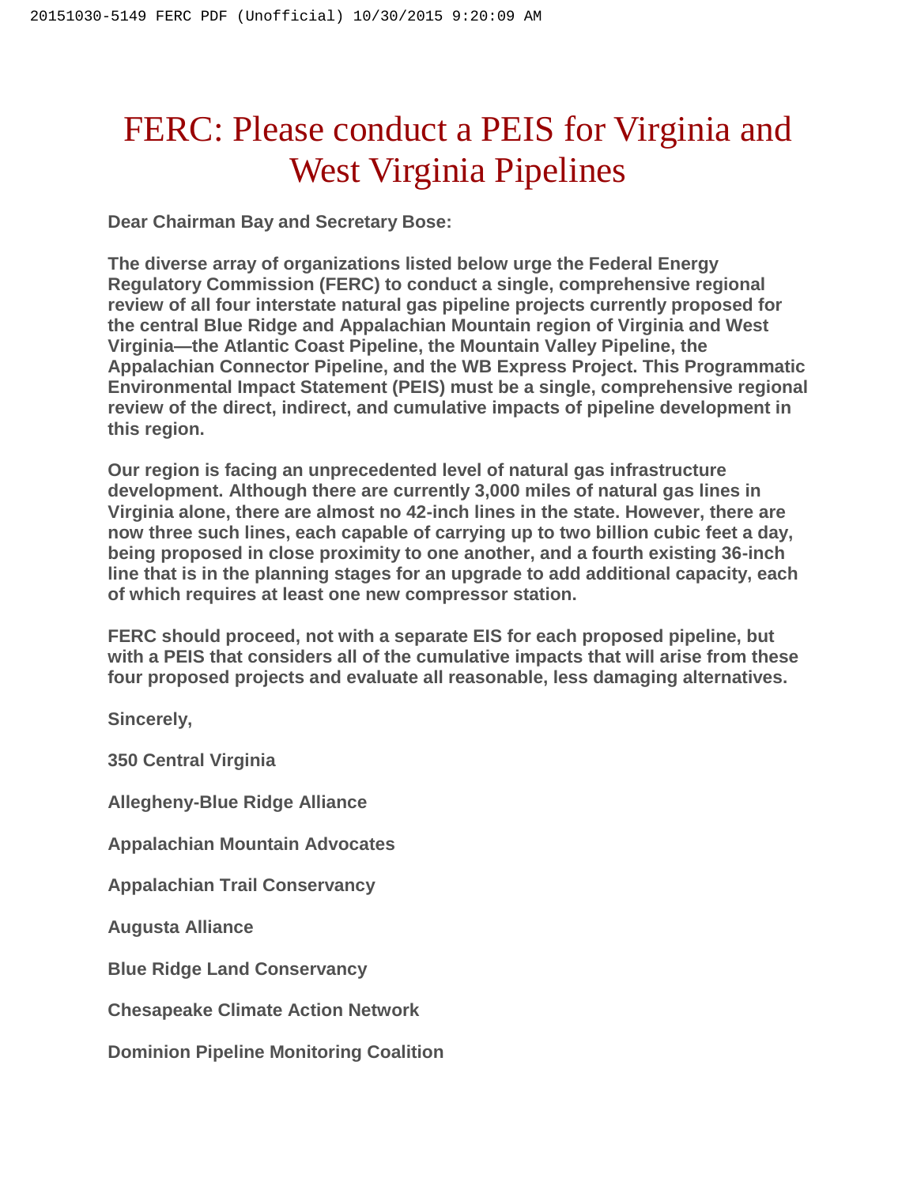# FERC: Please conduct a PEIS for Virginia and West Virginia Pipelines

**Dear Chairman Bay and Secretary Bose:**

**The diverse array of organizations listed below urge the Federal Energy Regulatory Commission (FERC) to conduct a single, comprehensive regional review of all four interstate natural gas pipeline projects currently proposed for the central Blue Ridge and Appalachian Mountain region of Virginia and West Virginia—the Atlantic Coast Pipeline, the Mountain Valley Pipeline, the Appalachian Connector Pipeline, and the WB Express Project. This Programmatic Environmental Impact Statement (PEIS) must be a single, comprehensive regional review of the direct, indirect, and cumulative impacts of pipeline development in this region.**

**Our region is facing an unprecedented level of natural gas infrastructure development. Although there are currently 3,000 miles of natural gas lines in Virginia alone, there are almost no 42-inch lines in the state. However, there are now three such lines, each capable of carrying up to two billion cubic feet a day, being proposed in close proximity to one another, and a fourth existing 36-inch line that is in the planning stages for an upgrade to add additional capacity, each of which requires at least one new compressor station.**

**FERC should proceed, not with a separate EIS for each proposed pipeline, but with a PEIS that considers all of the cumulative impacts that will arise from these four proposed projects and evaluate all reasonable, less damaging alternatives.**

**Sincerely,**

**350 Central Virginia**

**Allegheny-Blue Ridge Alliance**

**Appalachian Mountain Advocates**

**Appalachian Trail Conservancy**

**Augusta Alliance**

**Blue Ridge Land Conservancy**

**Chesapeake Climate Action Network**

**Dominion Pipeline Monitoring Coalition**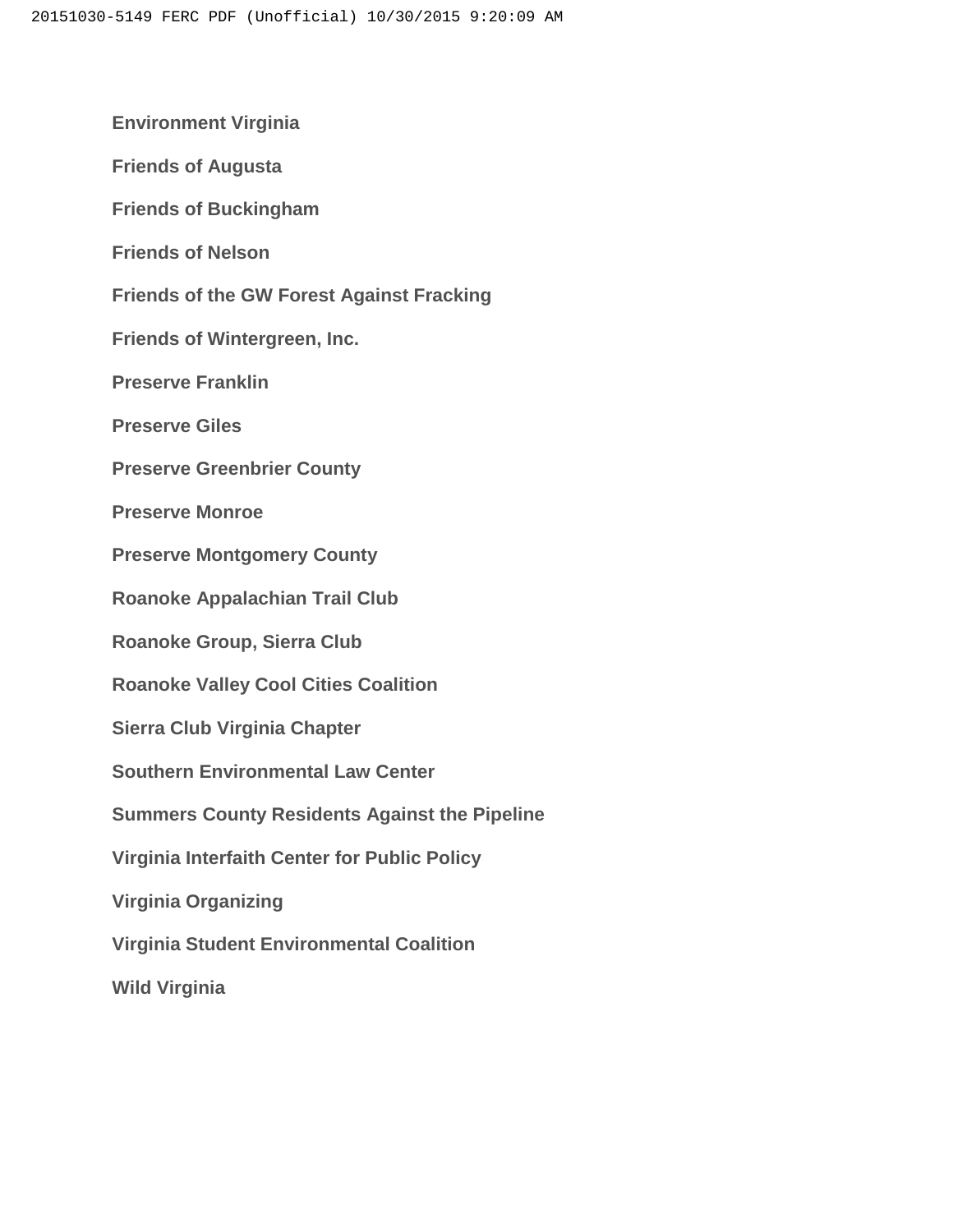**Environment Virginia**

**Friends of Augusta**

**Friends of Buckingham**

**Friends of Nelson**

**Friends of the GW Forest Against Fracking**

**Friends of Wintergreen, Inc.**

**Preserve Franklin**

**Preserve Giles**

**Preserve Greenbrier County**

**Preserve Monroe**

**Preserve Montgomery County**

**Roanoke Appalachian Trail Club**

**Roanoke Group, Sierra Club**

**Roanoke Valley Cool Cities Coalition**

**Sierra Club Virginia Chapter**

**Southern Environmental Law Center**

**Summers County Residents Against the Pipeline**

**Virginia Interfaith Center for Public Policy**

**Virginia Organizing**

**Virginia Student Environmental Coalition**

**Wild Virginia**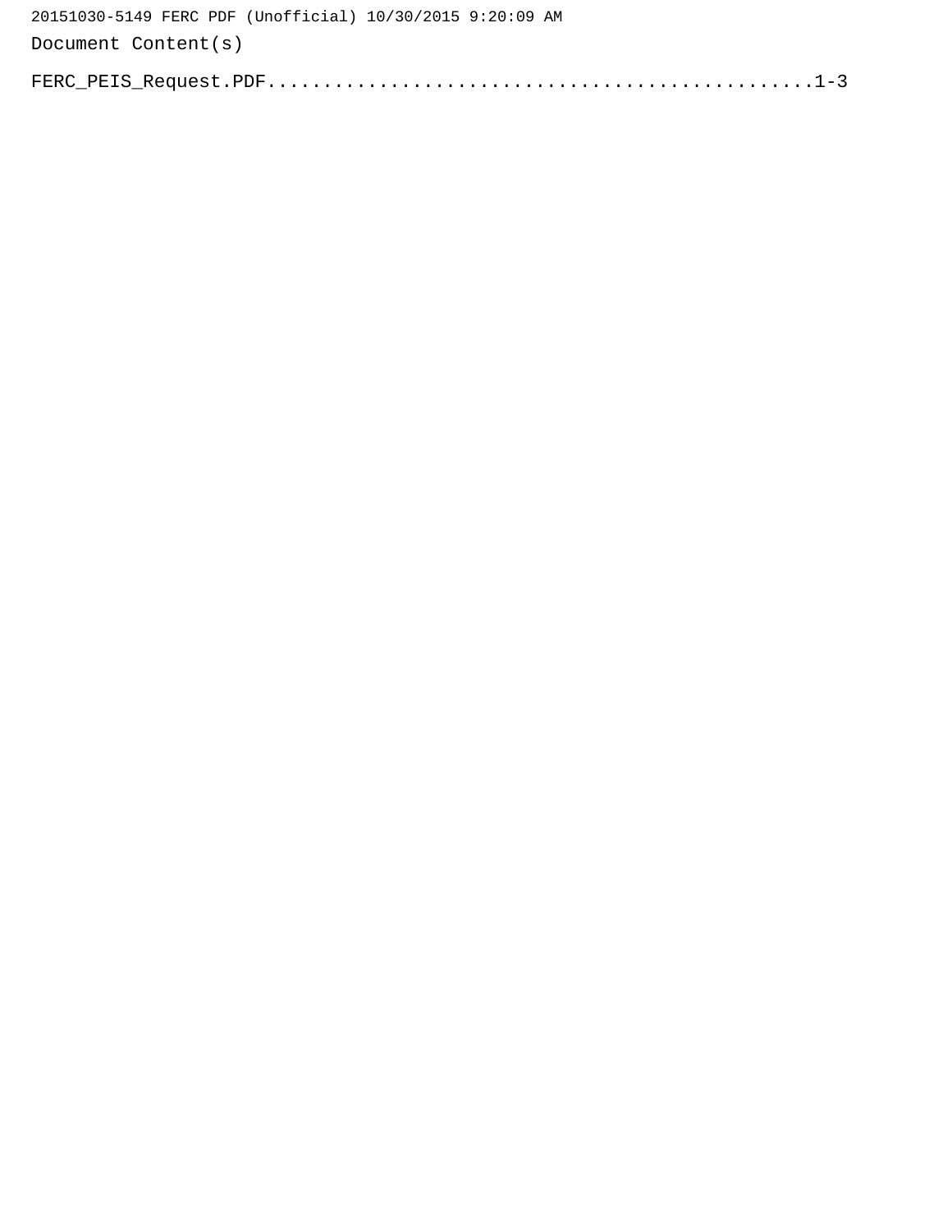20151030-5149 FERC PDF (Unofficial) 10/30/2015 9:20:09 AM

Document Content(s)

FERC_PEIS_Request.PDF..............................................1-3